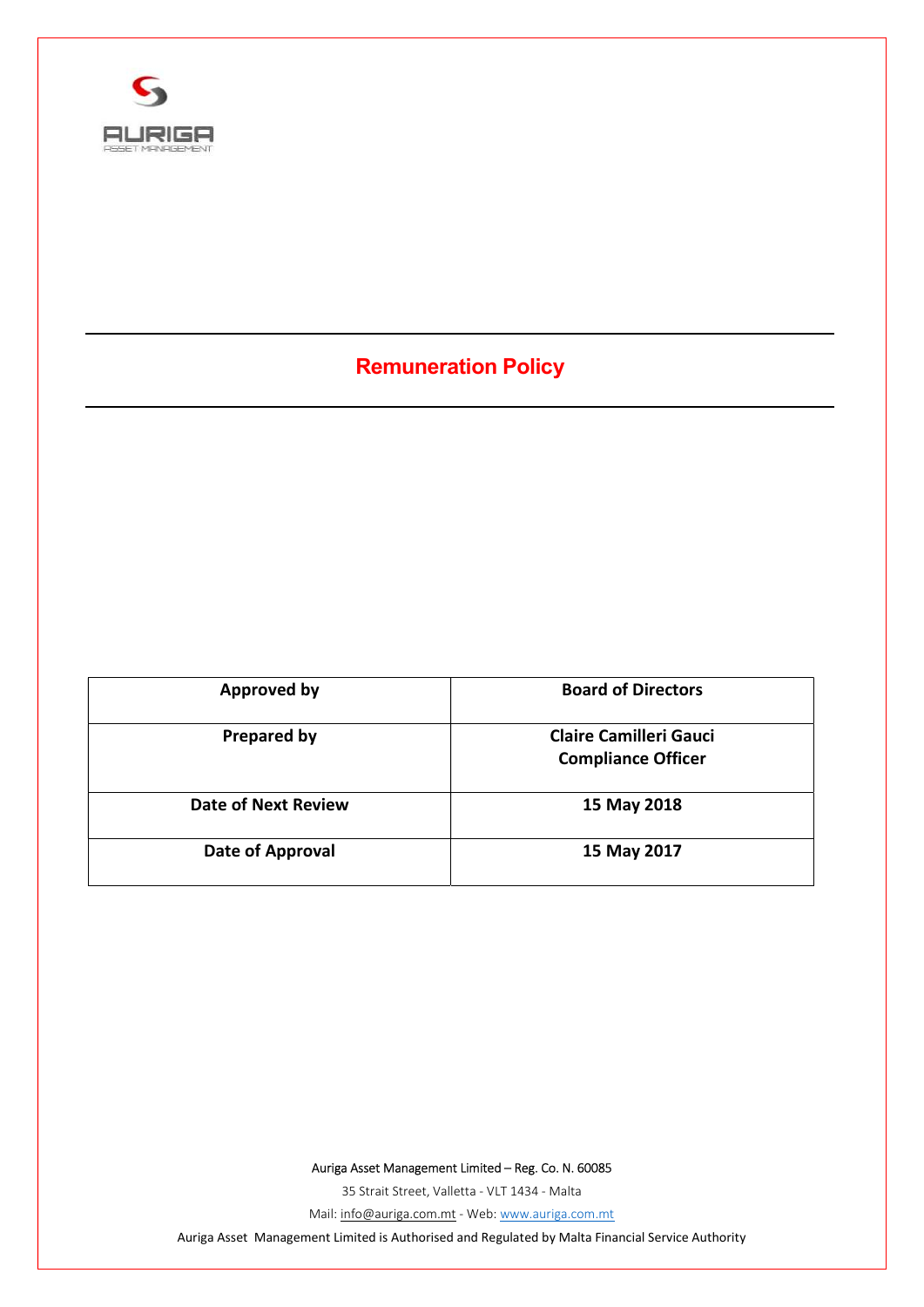AURIGA
ASSET MANAGEMENT

# Remuneration Policy

| | |
|---|---|
| **Approved by** | **Board of Directors** |
| **Prepared by** | **Claire Camilleri Gauci Compliance Officer** |
| **Date of Next Review** | **15 May 2018** |
| **Date of Approval** | **15 May 2017** |

Auriga Asset Management Limited – Reg. Co. N. 60085

35 Strait Street, Valletta - VLT 1434 - Malta

Mail: info@auriga.com.mt - Web: www.auriga.com.mt

Auriga Asset Management Limited is Authorised and Regulated by Malta Financial Service Authority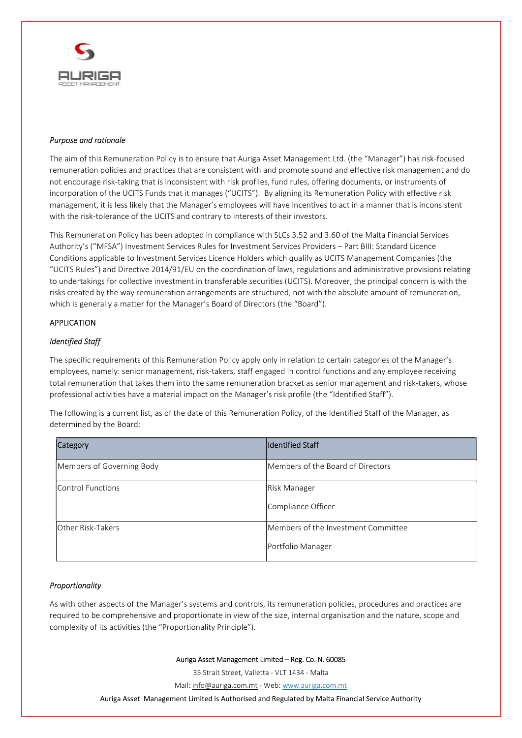*Purpose and rationale*

The aim of this Remuneration Policy is to ensure that Auriga Asset Management Ltd. (the "Manager") has risk-focused remuneration policies and practices that are consistent with and promote sound and effective risk management and do not encourage risk-taking that is inconsistent with risk profiles, fund rules, offering documents, or instruments of incorporation of the UCITS Funds that it manages ("UCITS"). By aligning its Remuneration Policy with effective risk management, it is less likely that the Manager's employees will have incentives to act in a manner that is inconsistent with the risk-tolerance of the UCITS and contrary to interests of their investors.

This Remuneration Policy has been adopted in compliance with SLCs 3.52 and 3.60 of the Malta Financial Services Authority's ("MFSA") Investment Services Rules for Investment Services Providers – Part BIII: Standard Licence Conditions applicable to Investment Services Licence Holders which qualify as UCITS Management Companies (the "UCITS Rules") and Directive 2014/91/EU on the coordination of laws, regulations and administrative provisions relating to undertakings for collective investment in transferable securities (UCITS). Moreover, the principal concern is with the risks created by the way remuneration arrangements are structured, not with the absolute amount of remuneration, which is generally a matter for the Manager's Board of Directors (the "Board").

## APPLICATION

*Identified Staff*

The specific requirements of this Remuneration Policy apply only in relation to certain categories of the Manager's employees, namely: senior management, risk-takers, staff engaged in control functions and any employee receiving total remuneration that takes them into the same remuneration bracket as senior management and risk-takers, whose professional activities have a material impact on the Manager's risk profile (the "Identified Staff").

The following is a current list, as of the date of this Remuneration Policy, of the Identified Staff of the Manager, as determined by the Board:

| Category | Identified Staff |
|---|---|
| Members of Governing Body | Members of the Board of Directors |
| Control Functions | Risk Manager<br>Compliance Officer |
| Other Risk-Takers | Members of the Investment Committee<br>Portfolio Manager |

*Proportionality*

As with other aspects of the Manager's systems and controls, its remuneration policies, procedures and practices are required to be comprehensive and proportionate in view of the size, internal organisation and the nature, scope and complexity of its activities (the "Proportionality Principle").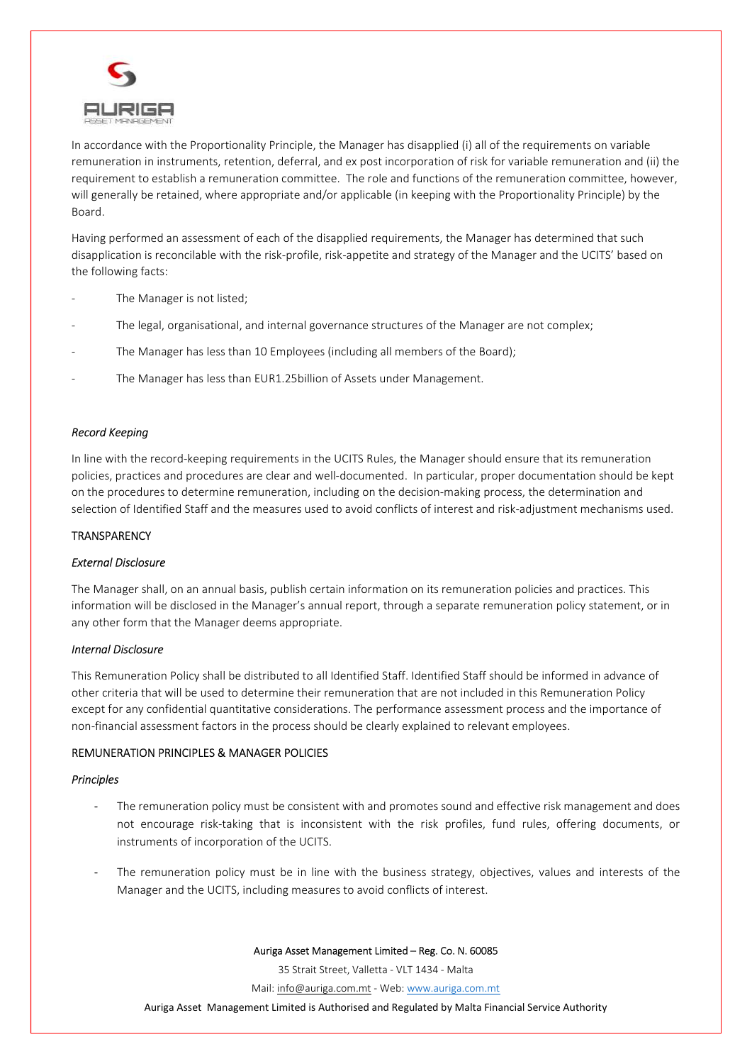In accordance with the Proportionality Principle, the Manager has disapplied (i) all of the requirements on variable remuneration in instruments, retention, deferral, and ex post incorporation of risk for variable remuneration and (ii) the requirement to establish a remuneration committee. The role and functions of the remuneration committee, however, will generally be retained, where appropriate and/or applicable (in keeping with the Proportionality Principle) by the Board.

Having performed an assessment of each of the disapplied requirements, the Manager has determined that such disapplication is reconcilable with the risk-profile, risk-appetite and strategy of the Manager and the UCITS' based on the following facts:

- The Manager is not listed;
- The legal, organisational, and internal governance structures of the Manager are not complex;
- The Manager has less than 10 Employees (including all members of the Board);
- The Manager has less than EUR1.25billion of Assets under Management.

*Record Keeping*

In line with the record-keeping requirements in the UCITS Rules, the Manager should ensure that its remuneration policies, practices and procedures are clear and well-documented. In particular, proper documentation should be kept on the procedures to determine remuneration, including on the decision-making process, the determination and selection of Identified Staff and the measures used to avoid conflicts of interest and risk-adjustment mechanisms used.

## TRANSPARENCY

*External Disclosure*

The Manager shall, on an annual basis, publish certain information on its remuneration policies and practices. This information will be disclosed in the Manager's annual report, through a separate remuneration policy statement, or in any other form that the Manager deems appropriate.

*Internal Disclosure*

This Remuneration Policy shall be distributed to all Identified Staff. Identified Staff should be informed in advance of other criteria that will be used to determine their remuneration that are not included in this Remuneration Policy except for any confidential quantitative considerations. The performance assessment process and the importance of non-financial assessment factors in the process should be clearly explained to relevant employees.

## REMUNERATION PRINCIPLES & MANAGER POLICIES

*Principles*

- The remuneration policy must be consistent with and promotes sound and effective risk management and does not encourage risk-taking that is inconsistent with the risk profiles, fund rules, offering documents, or instruments of incorporation of the UCITS.
- The remuneration policy must be in line with the business strategy, objectives, values and interests of the Manager and the UCITS, including measures to avoid conflicts of interest.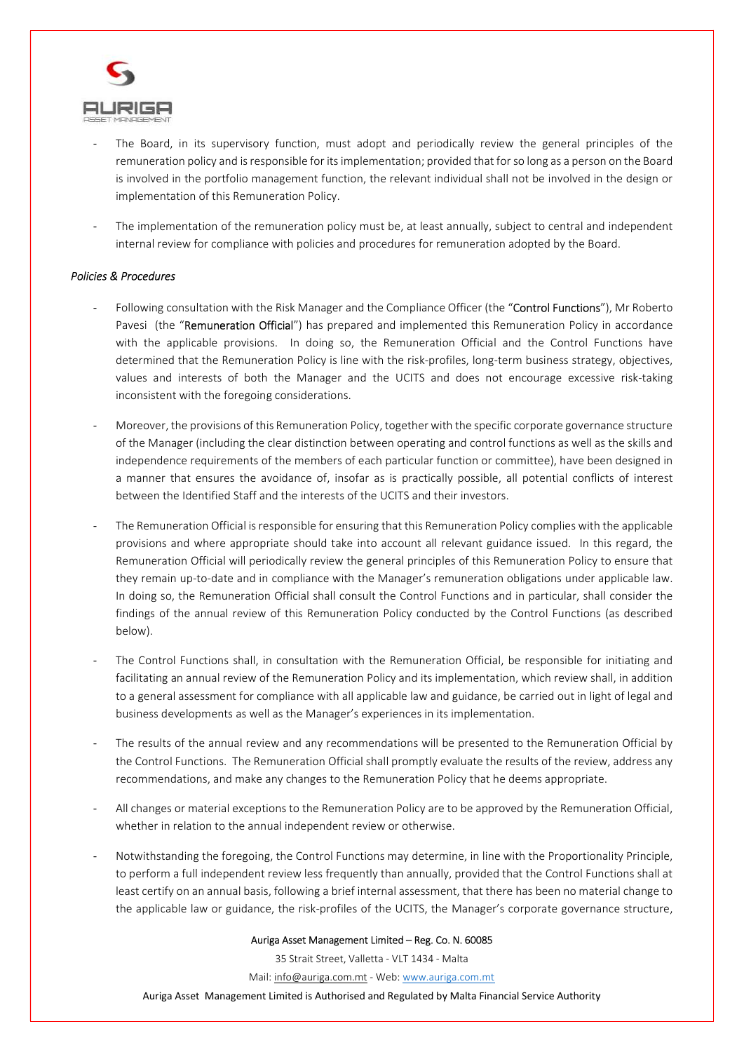- The Board, in its supervisory function, must adopt and periodically review the general principles of the remuneration policy and is responsible for its implementation; provided that for so long as a person on the Board is involved in the portfolio management function, the relevant individual shall not be involved in the design or implementation of this Remuneration Policy.

- The implementation of the remuneration policy must be, at least annually, subject to central and independent internal review for compliance with policies and procedures for remuneration adopted by the Board.

*Policies & Procedures*

- Following consultation with the Risk Manager and the Compliance Officer (the "Control Functions"), Mr Roberto Pavesi (the "Remuneration Official") has prepared and implemented this Remuneration Policy in accordance with the applicable provisions. In doing so, the Remuneration Official and the Control Functions have determined that the Remuneration Policy is line with the risk-profiles, long-term business strategy, objectives, values and interests of both the Manager and the UCITS and does not encourage excessive risk-taking inconsistent with the foregoing considerations.

- Moreover, the provisions of this Remuneration Policy, together with the specific corporate governance structure of the Manager (including the clear distinction between operating and control functions as well as the skills and independence requirements of the members of each particular function or committee), have been designed in a manner that ensures the avoidance of, insofar as is practically possible, all potential conflicts of interest between the Identified Staff and the interests of the UCITS and their investors.

- The Remuneration Official is responsible for ensuring that this Remuneration Policy complies with the applicable provisions and where appropriate should take into account all relevant guidance issued. In this regard, the Remuneration Official will periodically review the general principles of this Remuneration Policy to ensure that they remain up-to-date and in compliance with the Manager's remuneration obligations under applicable law. In doing so, the Remuneration Official shall consult the Control Functions and in particular, shall consider the findings of the annual review of this Remuneration Policy conducted by the Control Functions (as described below).

- The Control Functions shall, in consultation with the Remuneration Official, be responsible for initiating and facilitating an annual review of the Remuneration Policy and its implementation, which review shall, in addition to a general assessment for compliance with all applicable law and guidance, be carried out in light of legal and business developments as well as the Manager's experiences in its implementation.

- The results of the annual review and any recommendations will be presented to the Remuneration Official by the Control Functions. The Remuneration Official shall promptly evaluate the results of the review, address any recommendations, and make any changes to the Remuneration Policy that he deems appropriate.

- All changes or material exceptions to the Remuneration Policy are to be approved by the Remuneration Official, whether in relation to the annual independent review or otherwise.

- Notwithstanding the foregoing, the Control Functions may determine, in line with the Proportionality Principle, to perform a full independent review less frequently than annually, provided that the Control Functions shall at least certify on an annual basis, following a brief internal assessment, that there has been no material change to the applicable law or guidance, the risk-profiles of the UCITS, the Manager's corporate governance structure,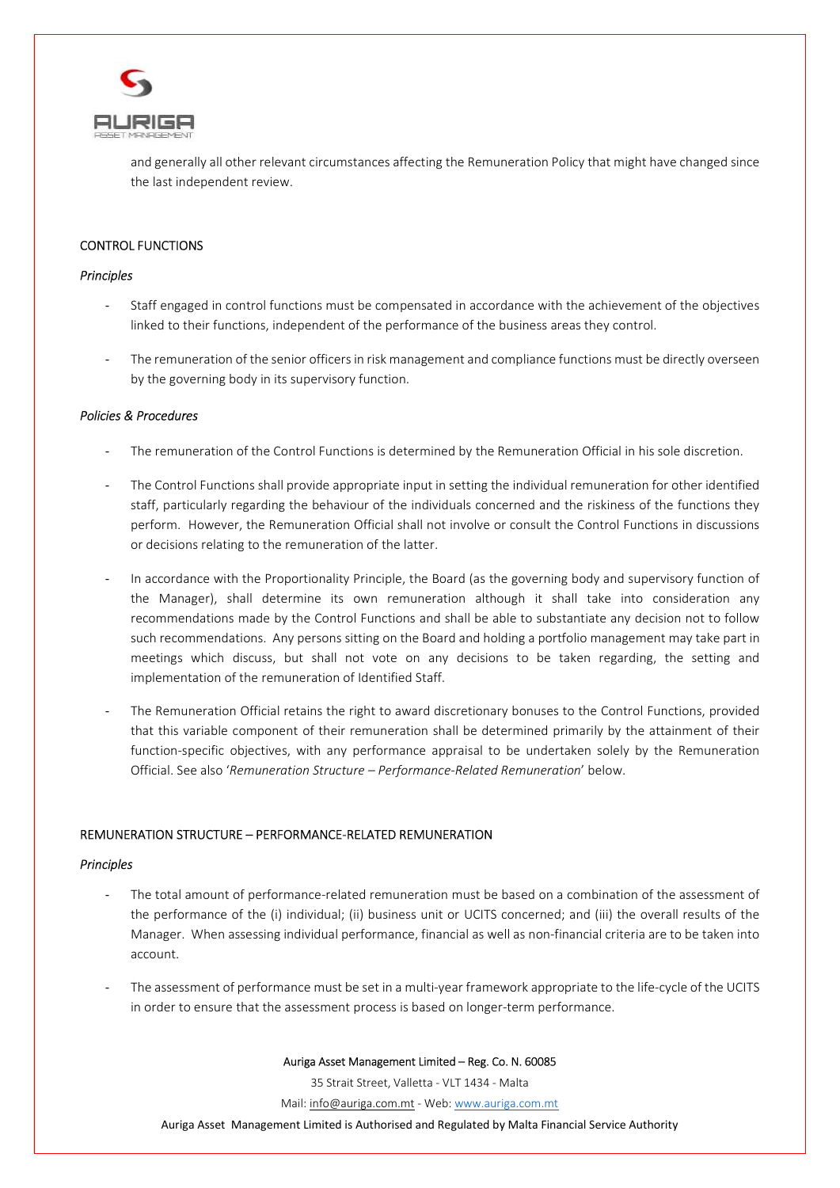and generally all other relevant circumstances affecting the Remuneration Policy that might have changed since the last independent review.

## CONTROL FUNCTIONS

*Principles*

- Staff engaged in control functions must be compensated in accordance with the achievement of the objectives linked to their functions, independent of the performance of the business areas they control.

- The remuneration of the senior officers in risk management and compliance functions must be directly overseen by the governing body in its supervisory function.

*Policies & Procedures*

- The remuneration of the Control Functions is determined by the Remuneration Official in his sole discretion.

- The Control Functions shall provide appropriate input in setting the individual remuneration for other identified staff, particularly regarding the behaviour of the individuals concerned and the riskiness of the functions they perform. However, the Remuneration Official shall not involve or consult the Control Functions in discussions or decisions relating to the remuneration of the latter.

- In accordance with the Proportionality Principle, the Board (as the governing body and supervisory function of the Manager), shall determine its own remuneration although it shall take into consideration any recommendations made by the Control Functions and shall be able to substantiate any decision not to follow such recommendations. Any persons sitting on the Board and holding a portfolio management may take part in meetings which discuss, but shall not vote on any decisions to be taken regarding, the setting and implementation of the remuneration of Identified Staff.

- The Remuneration Official retains the right to award discretionary bonuses to the Control Functions, provided that this variable component of their remuneration shall be determined primarily by the attainment of their function-specific objectives, with any performance appraisal to be undertaken solely by the Remuneration Official. See also '*Remuneration Structure – Performance-Related Remuneration*' below.

## REMUNERATION STRUCTURE – PERFORMANCE-RELATED REMUNERATION

*Principles*

- The total amount of performance-related remuneration must be based on a combination of the assessment of the performance of the (i) individual; (ii) business unit or UCITS concerned; and (iii) the overall results of the Manager. When assessing individual performance, financial as well as non-financial criteria are to be taken into account.

- The assessment of performance must be set in a multi-year framework appropriate to the life-cycle of the UCITS in order to ensure that the assessment process is based on longer-term performance.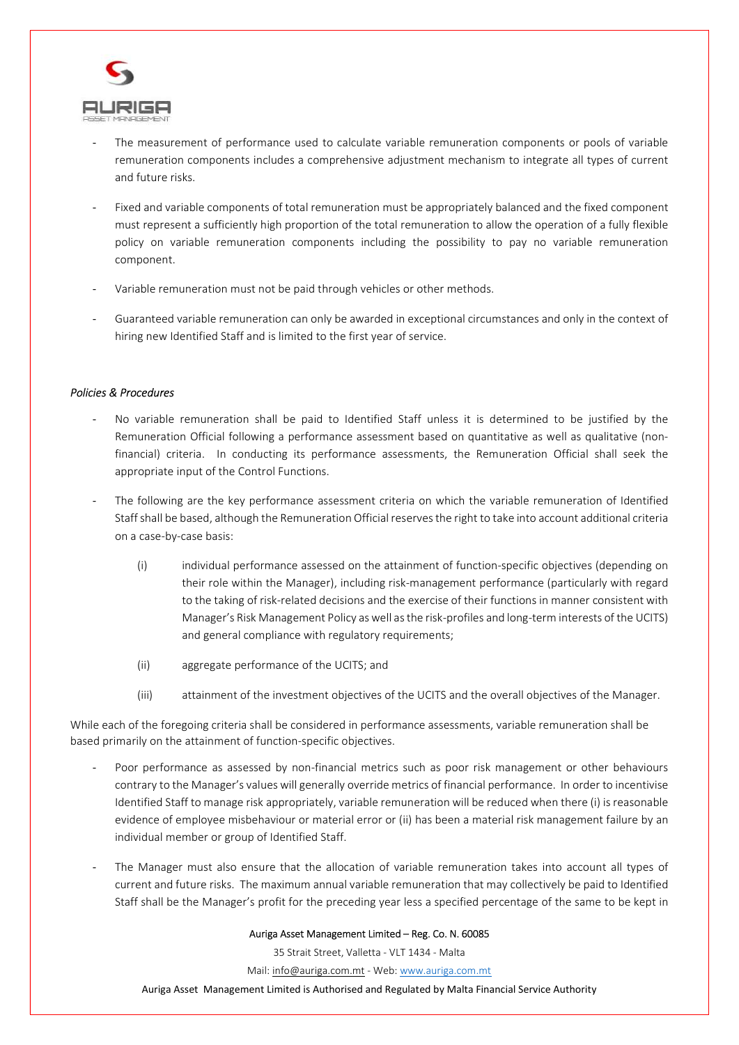- The measurement of performance used to calculate variable remuneration components or pools of variable remuneration components includes a comprehensive adjustment mechanism to integrate all types of current and future risks.

- Fixed and variable components of total remuneration must be appropriately balanced and the fixed component must represent a sufficiently high proportion of the total remuneration to allow the operation of a fully flexible policy on variable remuneration components including the possibility to pay no variable remuneration component.

- Variable remuneration must not be paid through vehicles or other methods.

- Guaranteed variable remuneration can only be awarded in exceptional circumstances and only in the context of hiring new Identified Staff and is limited to the first year of service.

*Policies & Procedures*

- No variable remuneration shall be paid to Identified Staff unless it is determined to be justified by the Remuneration Official following a performance assessment based on quantitative as well as qualitative (non-financial) criteria. In conducting its performance assessments, the Remuneration Official shall seek the appropriate input of the Control Functions.

- The following are the key performance assessment criteria on which the variable remuneration of Identified Staff shall be based, although the Remuneration Official reserves the right to take into account additional criteria on a case-by-case basis:

  (i) individual performance assessed on the attainment of function-specific objectives (depending on their role within the Manager), including risk-management performance (particularly with regard to the taking of risk-related decisions and the exercise of their functions in manner consistent with Manager's Risk Management Policy as well as the risk-profiles and long-term interests of the UCITS) and general compliance with regulatory requirements;

  (ii) aggregate performance of the UCITS; and

  (iii) attainment of the investment objectives of the UCITS and the overall objectives of the Manager.

While each of the foregoing criteria shall be considered in performance assessments, variable remuneration shall be based primarily on the attainment of function-specific objectives.

- Poor performance as assessed by non-financial metrics such as poor risk management or other behaviours contrary to the Manager's values will generally override metrics of financial performance. In order to incentivise Identified Staff to manage risk appropriately, variable remuneration will be reduced when there (i) is reasonable evidence of employee misbehaviour or material error or (ii) has been a material risk management failure by an individual member or group of Identified Staff.

- The Manager must also ensure that the allocation of variable remuneration takes into account all types of current and future risks. The maximum annual variable remuneration that may collectively be paid to Identified Staff shall be the Manager's profit for the preceding year less a specified percentage of the same to be kept in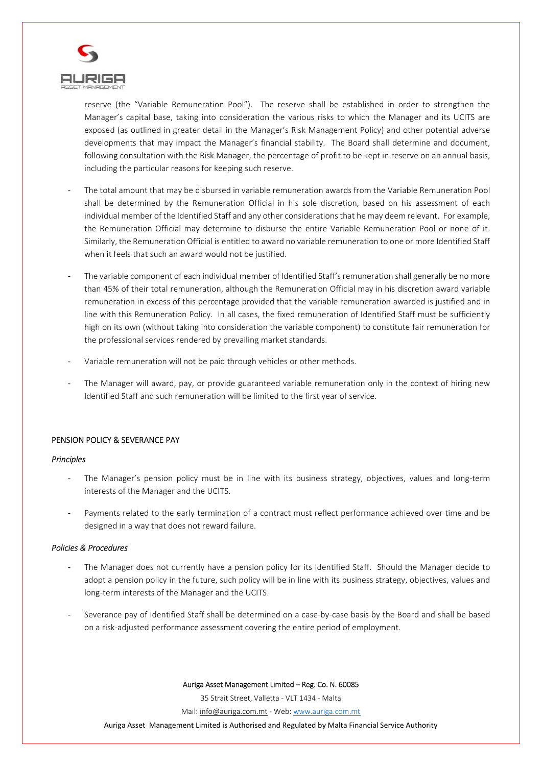reserve (the "Variable Remuneration Pool"). The reserve shall be established in order to strengthen the Manager's capital base, taking into consideration the various risks to which the Manager and its UCITS are exposed (as outlined in greater detail in the Manager's Risk Management Policy) and other potential adverse developments that may impact the Manager's financial stability. The Board shall determine and document, following consultation with the Risk Manager, the percentage of profit to be kept in reserve on an annual basis, including the particular reasons for keeping such reserve.

- The total amount that may be disbursed in variable remuneration awards from the Variable Remuneration Pool shall be determined by the Remuneration Official in his sole discretion, based on his assessment of each individual member of the Identified Staff and any other considerations that he may deem relevant. For example, the Remuneration Official may determine to disburse the entire Variable Remuneration Pool or none of it. Similarly, the Remuneration Official is entitled to award no variable remuneration to one or more Identified Staff when it feels that such an award would not be justified.
- The variable component of each individual member of Identified Staff's remuneration shall generally be no more than 45% of their total remuneration, although the Remuneration Official may in his discretion award variable remuneration in excess of this percentage provided that the variable remuneration awarded is justified and in line with this Remuneration Policy. In all cases, the fixed remuneration of Identified Staff must be sufficiently high on its own (without taking into consideration the variable component) to constitute fair remuneration for the professional services rendered by prevailing market standards.
- Variable remuneration will not be paid through vehicles or other methods.
- The Manager will award, pay, or provide guaranteed variable remuneration only in the context of hiring new Identified Staff and such remuneration will be limited to the first year of service.

## PENSION POLICY & SEVERANCE PAY

*Principles*

- The Manager's pension policy must be in line with its business strategy, objectives, values and long-term interests of the Manager and the UCITS.
- Payments related to the early termination of a contract must reflect performance achieved over time and be designed in a way that does not reward failure.

*Policies & Procedures*

- The Manager does not currently have a pension policy for its Identified Staff. Should the Manager decide to adopt a pension policy in the future, such policy will be in line with its business strategy, objectives, values and long-term interests of the Manager and the UCITS.
- Severance pay of Identified Staff shall be determined on a case-by-case basis by the Board and shall be based on a risk-adjusted performance assessment covering the entire period of employment.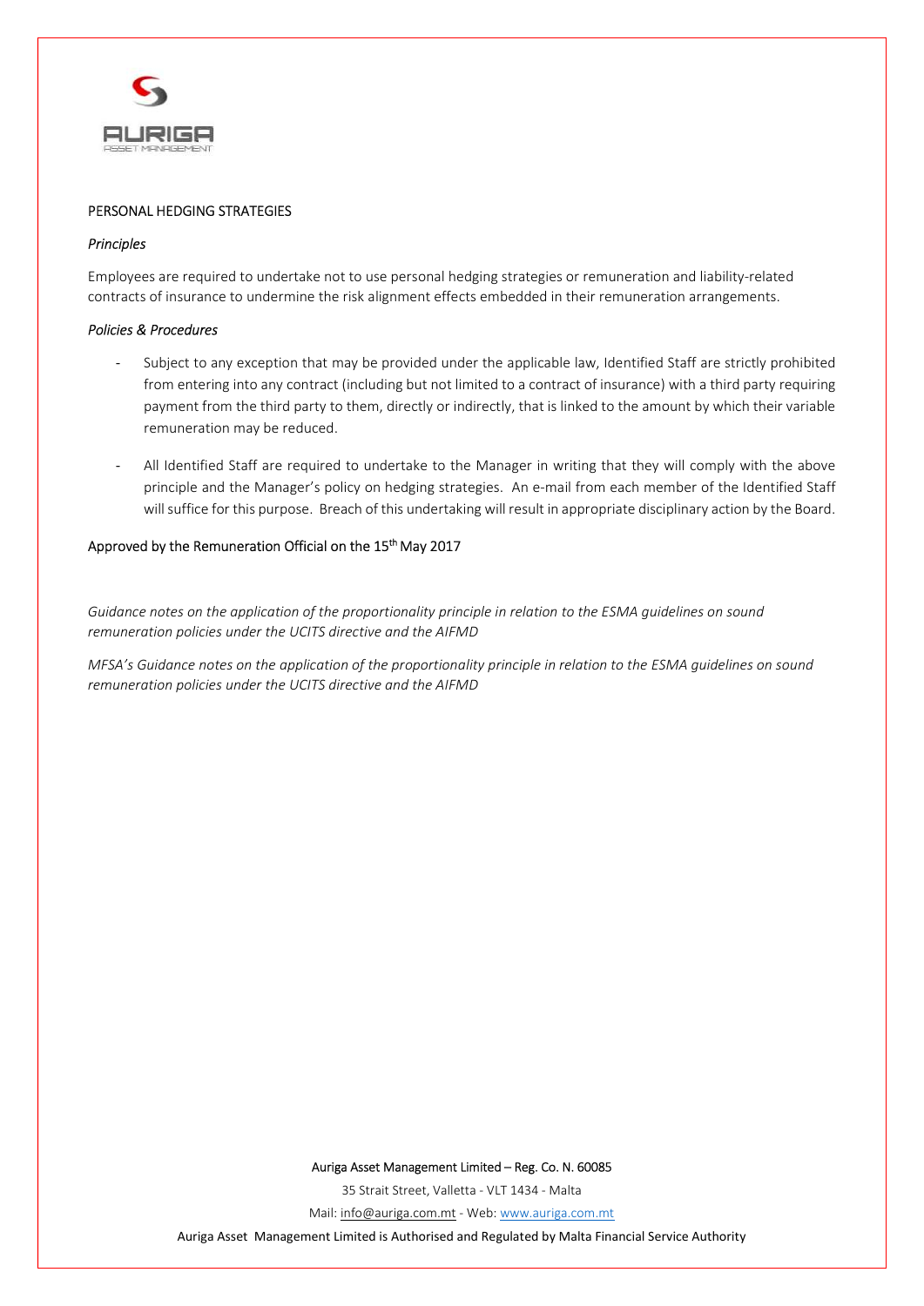## PERSONAL HEDGING STRATEGIES

*Principles*

Employees are required to undertake not to use personal hedging strategies or remuneration and liability-related contracts of insurance to undermine the risk alignment effects embedded in their remuneration arrangements.

*Policies & Procedures*

- Subject to any exception that may be provided under the applicable law, Identified Staff are strictly prohibited from entering into any contract (including but not limited to a contract of insurance) with a third party requiring payment from the third party to them, directly or indirectly, that is linked to the amount by which their variable remuneration may be reduced.
- All Identified Staff are required to undertake to the Manager in writing that they will comply with the above principle and the Manager's policy on hedging strategies. An e-mail from each member of the Identified Staff will suffice for this purpose. Breach of this undertaking will result in appropriate disciplinary action by the Board.

Approved by the Remuneration Official on the 15th May 2017

*Guidance notes on the application of the proportionality principle in relation to the ESMA guidelines on sound remuneration policies under the UCITS directive and the AIFMD*

*MFSA's Guidance notes on the application of the proportionality principle in relation to the ESMA guidelines on sound remuneration policies under the UCITS directive and the AIFMD*